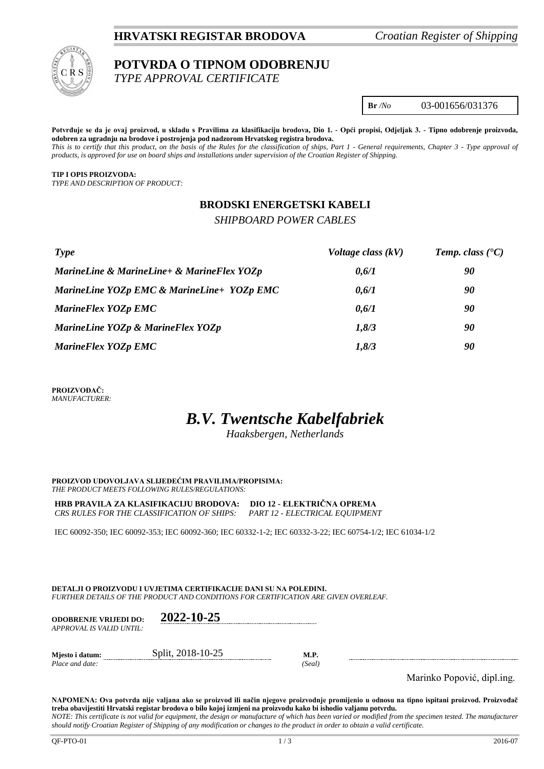**HRVATSKI REGISTAR BRODOVA** *Croatian Register of Shipping*

# POTVRDA O TIPNOM ODOBRENJU
*TYPE APPROVAL CERTIFICATE*

**Br** */No* 03-001656/031376

**Potvrđuje se da je ovaj proizvod, u skladu s Pravilima za klasifikaciju brodova, Dio 1. - Opći propisi, Odjeljak 3. - Tipno odobrenje proizvoda, odobren za ugradnju na brodove i postrojenja pod nadzorom Hrvatskog registra brodova.**
*This is to certify that this product, on the basis of the Rules for the classification of ships, Part 1 - General requirements, Chapter 3 - Type approval of products, is approved for use on board ships and installations under supervision of the Croatian Register of Shipping.*

**TIP I OPIS PROIZVODA:**
*TYPE AND DESCRIPTION OF PRODUCT:*

## BRODSKI ENERGETSKI KABELI
*SHIPBOARD POWER CABLES*

| *Type* | *Voltage class (kV)* | *Temp. class (°C)* |
|---|---|---|
| ***MarineLine & MarineLine+ & MarineFlex YOZp*** | ***0,6/1*** | ***90*** |
| ***MarineLine YOZp EMC & MarineLine+ YOZp EMC*** | ***0,6/1*** | ***90*** |
| ***MarineFlex YOZp EMC*** | ***0,6/1*** | ***90*** |
| ***MarineLine YOZp & MarineFlex YOZp*** | ***1,8/3*** | ***90*** |
| ***MarineFlex YOZp EMC*** | ***1,8/3*** | ***90*** |

**PROIZVOĐAČ:**
*MANUFACTURER:*

## *B.V. Twentsche Kabelfabriek*
*Haaksbergen, Netherlands*

**PROIZVOD UDOVOLJAVA SLIJEDEĆIM PRAVILIMA/PROPISIMA:**
*THE PRODUCT MEETS FOLLOWING RULES/REGULATIONS:*

**HRB PRAVILA ZA KLASIFIKACIJU BRODOVA: DIO 12 - ELEKTRIČNA OPREMA**
*CRS RULES FOR THE CLASSIFICATION OF SHIPS: PART 12 - ELECTRICAL EQUIPMENT*

IEC 60092-350; IEC 60092-353; IEC 60092-360; IEC 60332-1-2; IEC 60332-3-22; IEC 60754-1/2; IEC 61034-1/2

**DETALJI O PROIZVODU I UVJETIMA CERTIFIKACIJE DANI SU NA POLEĐINI.**
*FURTHER DETAILS OF THE PRODUCT AND CONDITIONS FOR CERTIFICATION ARE GIVEN OVERLEAF.*

**ODOBRENJE VRIJEDI DO:** **2022-10-25**
*APPROVAL IS VALID UNTIL:*

**Mjesto i datum:** Split, 2018-10-25
*Place and date:*

**M.P.**
*(Seal)*

Marinko Popović, dipl.ing.

**NAPOMENA: Ova potvrda nije valjana ako se proizvod ili način njegove proizvodnje promijenio u odnosu na tipno ispitani proizvod. Proizvođač treba obavijestiti Hrvatski registar brodova o bilo kojoj izmjeni na proizvodu kako bi ishodio valjanu potvrdu.**
*NOTE: This certificate is not valid for equipment, the design or manufacture of which has been varied or modified from the specimen tested. The manufacturer should notify Croatian Register of Shipping of any modification or changes to the product in order to obtain a valid certificate.*

QF-PTO-01 2016-07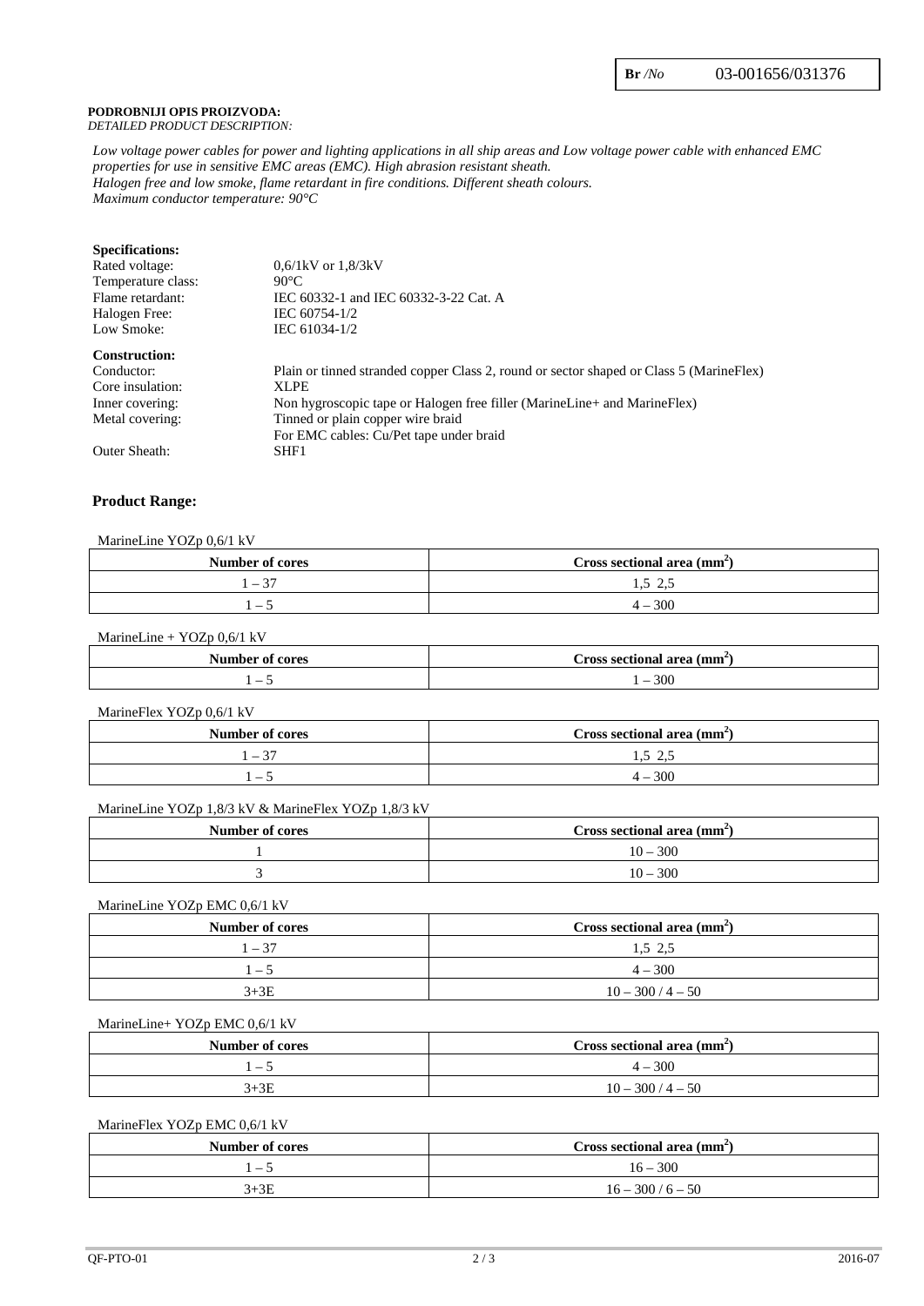**Br** */No* 03-001656/031376

**PODROBNIJI OPIS PROIZVODA:**
*DETAILED PRODUCT DESCRIPTION:*

*Low voltage power cables for power and lighting applications in all ship areas and Low voltage power cable with enhanced EMC properties for use in sensitive EMC areas (EMC). High abrasion resistant sheath.*
*Halogen free and low smoke, flame retardant in fire conditions. Different sheath colours.*
*Maximum conductor temperature: 90°C*

**Specifications:**

| | |
|---|---|
| Rated voltage: | 0,6/1kV or 1,8/3kV |
| Temperature class: | 90°C |
| Flame retardant: | IEC 60332-1 and IEC 60332-3-22 Cat. A |
| Halogen Free: | IEC 60754-1/2 |
| Low Smoke: | IEC 61034-1/2 |

**Construction:**

| | |
|---|---|
| Conductor: | Plain or tinned stranded copper Class 2, round or sector shaped or Class 5 (MarineFlex) |
| Core insulation: | XLPE |
| Inner covering: | Non hygroscopic tape or Halogen free filler (MarineLine+ and MarineFlex) |
| Metal covering: | Tinned or plain copper wire braid<br>For EMC cables: Cu/Pet tape under braid |
| Outer Sheath: | SHF1 |

## Product Range:

MarineLine YOZp 0,6/1 kV

| Number of cores | Cross sectional area (mm$^2$) |
|---|---|
| 1 – 37 | 1,5 2,5 |
| 1 – 5 | 4 – 300 |

MarineLine + YOZp 0,6/1 kV

| Number of cores | Cross sectional area (mm$^2$) |
|---|---|
| 1 – 5 | 1 – 300 |

MarineFlex YOZp 0,6/1 kV

| Number of cores | Cross sectional area (mm$^2$) |
|---|---|
| 1 – 37 | 1,5 2,5 |
| 1 – 5 | 4 – 300 |

MarineLine YOZp 1,8/3 kV & MarineFlex YOZp 1,8/3 kV

| Number of cores | Cross sectional area (mm$^2$) |
|---|---|
| 1 | 10 – 300 |
| 3 | 10 – 300 |

MarineLine YOZp EMC 0,6/1 kV

| Number of cores | Cross sectional area (mm$^2$) |
|---|---|
| 1 – 37 | 1,5 2,5 |
| 1 – 5 | 4 – 300 |
| 3+3E | 10 – 300 / 4 – 50 |

MarineLine+ YOZp EMC 0,6/1 kV

| Number of cores | Cross sectional area (mm$^2$) |
|---|---|
| 1 – 5 | 4 – 300 |
| 3+3E | 10 – 300 / 4 – 50 |

MarineFlex YOZp EMC 0,6/1 kV

| Number of cores | Cross sectional area (mm$^2$) |
|---|---|
| 1 – 5 | 16 – 300 |
| 3+3E | 16 – 300 / 6 – 50 |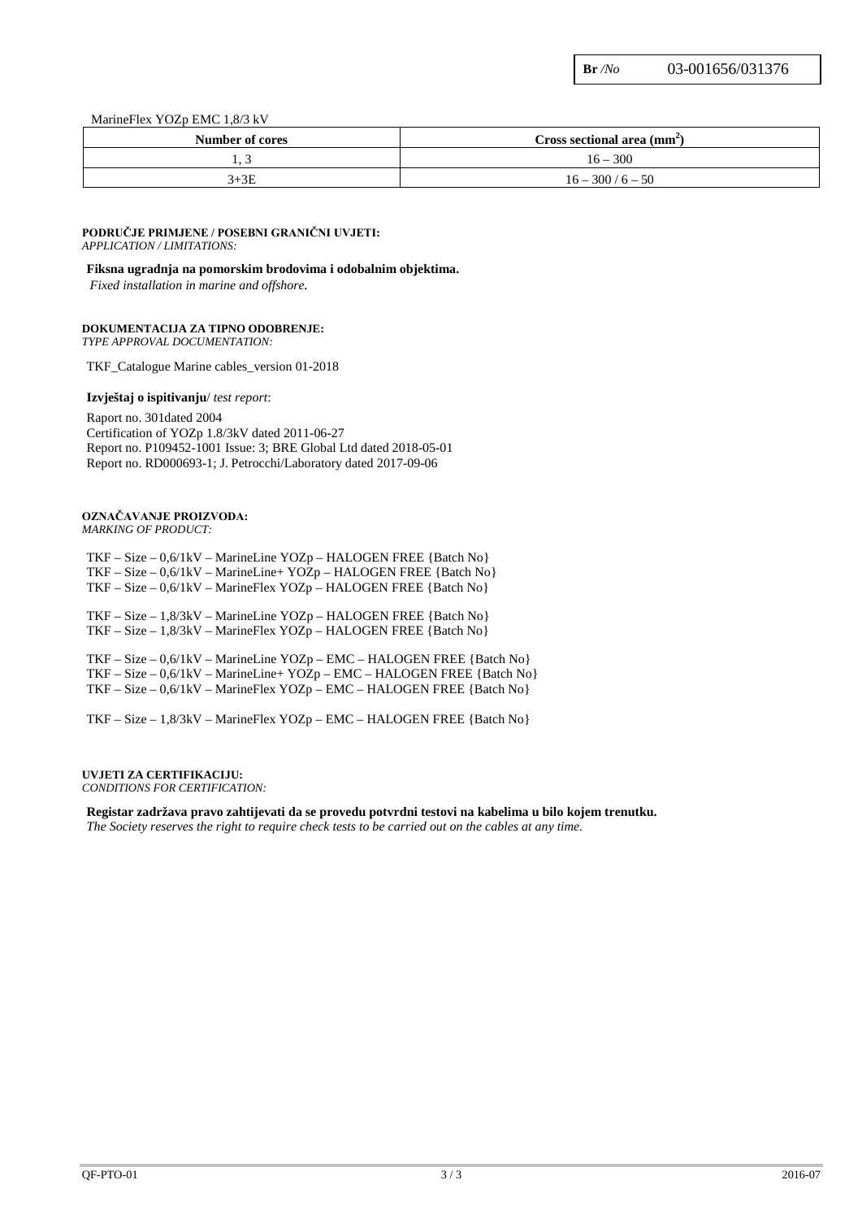| **Br** */No* | 03-001656/031376 |
|---|---|

MarineFlex YOZp EMC 1,8/3 kV

| Number of cores | Cross sectional area ($mm^2$) |
|---|---|
| 1, 3 | 16 – 300 |
| 3+3E | 16 – 300 / 6 – 50 |

**PODRUČJE PRIMJENE / POSEBNI GRANIČNI UVJETI:**
*APPLICATION / LIMITATIONS:*

**Fiksna ugradnja na pomorskim brodovima i odobalnim objektima.**
*Fixed installation in marine and offshore.*

**DOKUMENTACIJA ZA TIPNO ODOBRENJE:**
*TYPE APPROVAL DOCUMENTATION:*

TKF_Catalogue Marine cables_version 01-2018

**Izvještaj o ispitivanju**/ *test report*:

Raport no. 301dated 2004
Certification of YOZp 1.8/3kV dated 2011-06-27
Report no. P109452-1001 Issue: 3; BRE Global Ltd dated 2018-05-01
Report no. RD000693-1; J. Petrocchi/Laboratory dated 2017-09-06

**OZNAČAVANJE PROIZVODA:**
*MARKING OF PRODUCT:*

TKF – Size – 0,6/1kV – MarineLine YOZp – HALOGEN FREE {Batch No}
TKF – Size – 0,6/1kV – MarineLine+ YOZp – HALOGEN FREE {Batch No}
TKF – Size – 0,6/1kV – MarineFlex YOZp – HALOGEN FREE {Batch No}

TKF – Size – 1,8/3kV – MarineLine YOZp – HALOGEN FREE {Batch No}
TKF – Size – 1,8/3kV – MarineFlex YOZp – HALOGEN FREE {Batch No}

TKF – Size – 0,6/1kV – MarineLine YOZp – EMC – HALOGEN FREE {Batch No}
TKF – Size – 0,6/1kV – MarineLine+ YOZp – EMC – HALOGEN FREE {Batch No}
TKF – Size – 0,6/1kV – MarineFlex YOZp – EMC – HALOGEN FREE {Batch No}

TKF – Size – 1,8/3kV – MarineFlex YOZp – EMC – HALOGEN FREE {Batch No}

**UVJETI ZA CERTIFIKACIJU:**
*CONDITIONS FOR CERTIFICATION:*

**Registar zadržava pravo zahtijevati da se provedu potvrdni testovi na kabelima u bilo kojem trenutku.**
*The Society reserves the right to require check tests to be carried out on the cables at any time.*